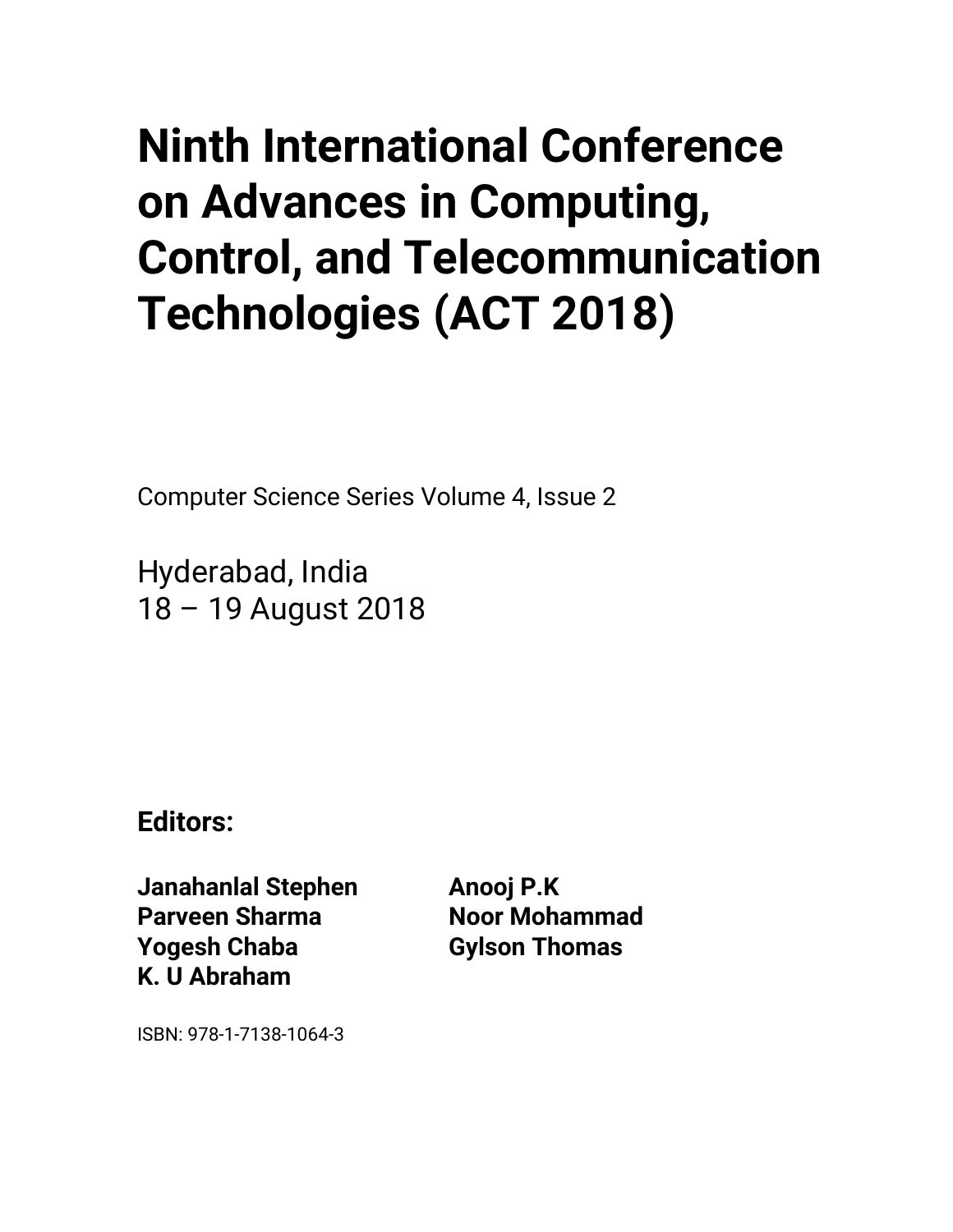# Ninth International Conference on Advances in Computing, Control, and Telecommunication Technologies (ACT 2018)

Computer Science Series Volume 4, Issue 2

Hyderabad, India
18 – 19 August 2018

**Editors:**

**Janahanlal Stephen**
**Parveen Sharma**
**Yogesh Chaba**
**K. U Abraham**
**Anooj P.K**
**Noor Mohammad**
**Gylson Thomas**

ISBN: 978-1-7138-1064-3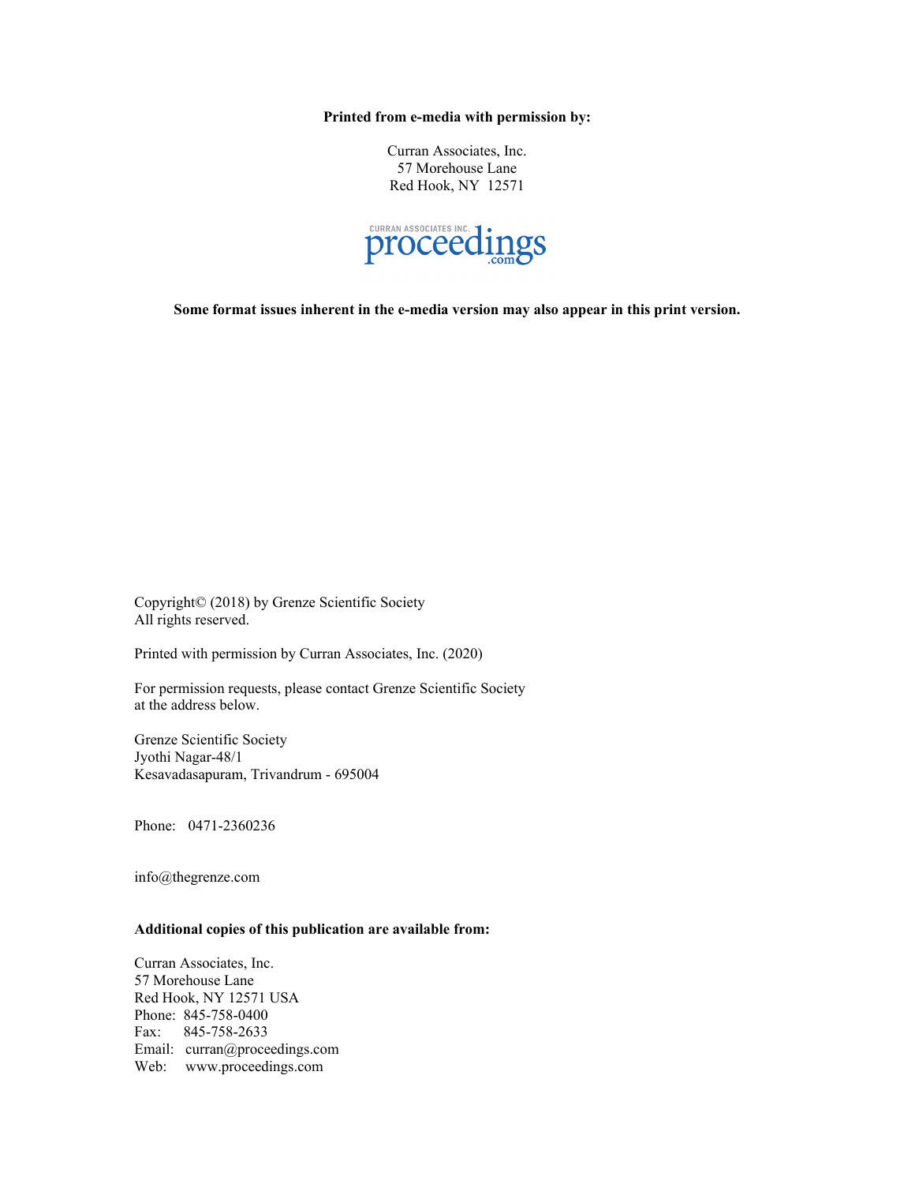**Printed from e-media with permission by:**

Curran Associates, Inc.
57 Morehouse Lane
Red Hook, NY 12571

CURRAN ASSOCIATES INC.
proceedings
.com

**Some format issues inherent in the e-media version may also appear in this print version.**

Copyright© (2018) by Grenze Scientific Society
All rights reserved.

Printed with permission by Curran Associates, Inc. (2020)

For permission requests, please contact Grenze Scientific Society
at the address below.

Grenze Scientific Society
Jyothi Nagar-48/1
Kesavadasapuram, Trivandrum - 695004

Phone: 0471-2360236

info@thegrenze.com

**Additional copies of this publication are available from:**

Curran Associates, Inc.
57 Morehouse Lane
Red Hook, NY 12571 USA
Phone: 845-758-0400
Fax: 845-758-2633
Email: curran@proceedings.com
Web: www.proceedings.com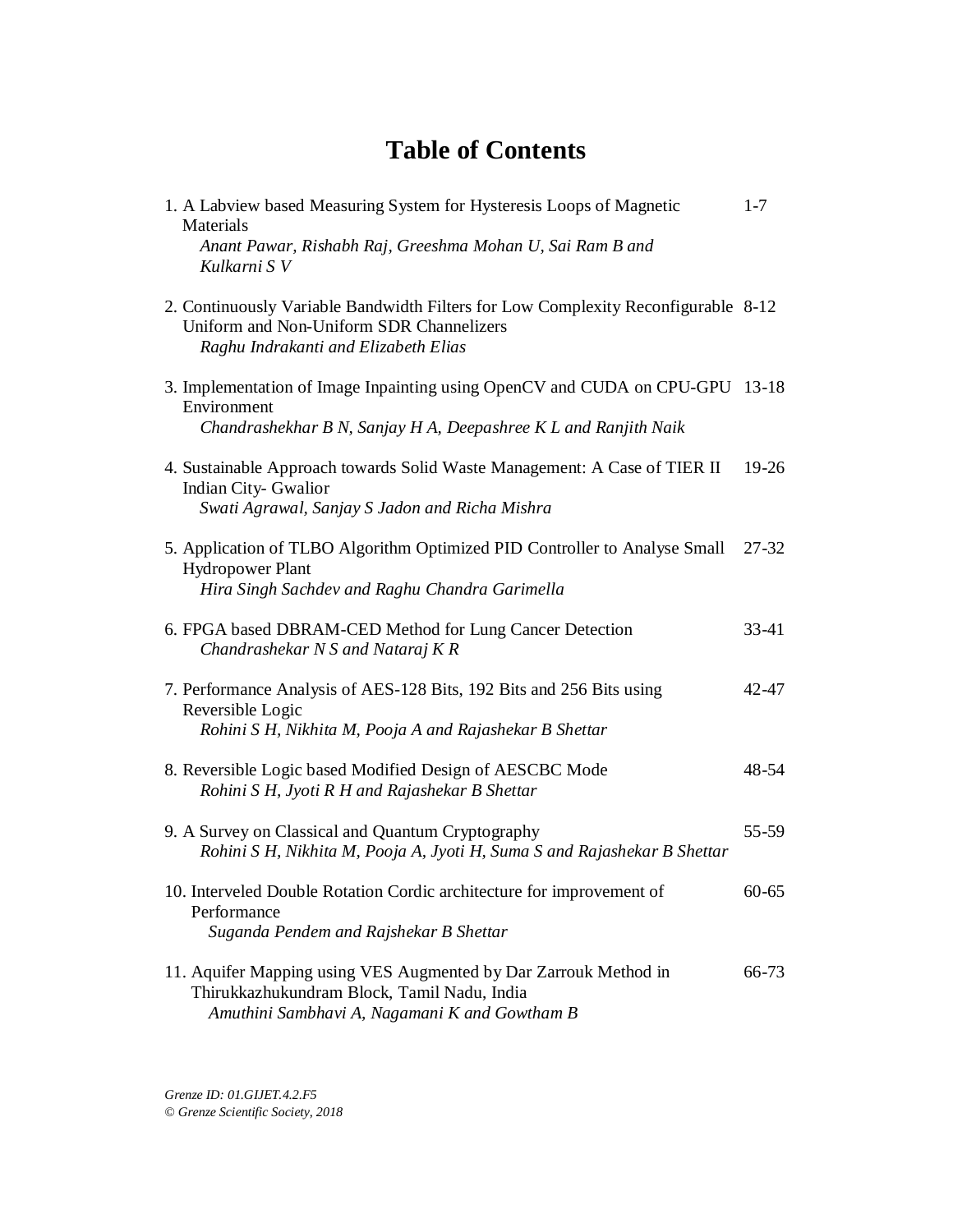# Table of Contents

1. A Labview based Measuring System for Hysteresis Loops of Magnetic Materials — 1-7
   *Anant Pawar, Rishabh Raj, Greeshma Mohan U, Sai Ram B and Kulkarni S V*

2. Continuously Variable Bandwidth Filters for Low Complexity Reconfigurable Uniform and Non-Uniform SDR Channelizers — 8-12
   *Raghu Indrakanti and Elizabeth Elias*

3. Implementation of Image Inpainting using OpenCV and CUDA on CPU-GPU Environment — 13-18
   *Chandrashekhar B N, Sanjay H A, Deepashree K L and Ranjith Naik*

4. Sustainable Approach towards Solid Waste Management: A Case of TIER II Indian City- Gwalior — 19-26
   *Swati Agrawal, Sanjay S Jadon and Richa Mishra*

5. Application of TLBO Algorithm Optimized PID Controller to Analyse Small Hydropower Plant — 27-32
   *Hira Singh Sachdev and Raghu Chandra Garimella*

6. FPGA based DBRAM-CED Method for Lung Cancer Detection — 33-41
   *Chandrashekar N S and Nataraj K R*

7. Performance Analysis of AES-128 Bits, 192 Bits and 256 Bits using Reversible Logic — 42-47
   *Rohini S H, Nikhita M, Pooja A and Rajashekar B Shettar*

8. Reversible Logic based Modified Design of AESCBC Mode — 48-54
   *Rohini S H, Jyoti R H and Rajashekar B Shettar*

9. A Survey on Classical and Quantum Cryptography — 55-59
   *Rohini S H, Nikhita M, Pooja A, Jyoti H, Suma S and Rajashekar B Shettar*

10. Interveled Double Rotation Cordic architecture for improvement of Performance — 60-65
    *Suganda Pendem and Rajshekar B Shettar*

11. Aquifer Mapping using VES Augmented by Dar Zarrouk Method in Thirukkazhukundram Block, Tamil Nadu, India — 66-73
    *Amuthini Sambhavi A, Nagamani K and Gowtham B*

*Grenze ID: 01.GIJET.4.2.F5*
*© Grenze Scientific Society, 2018*